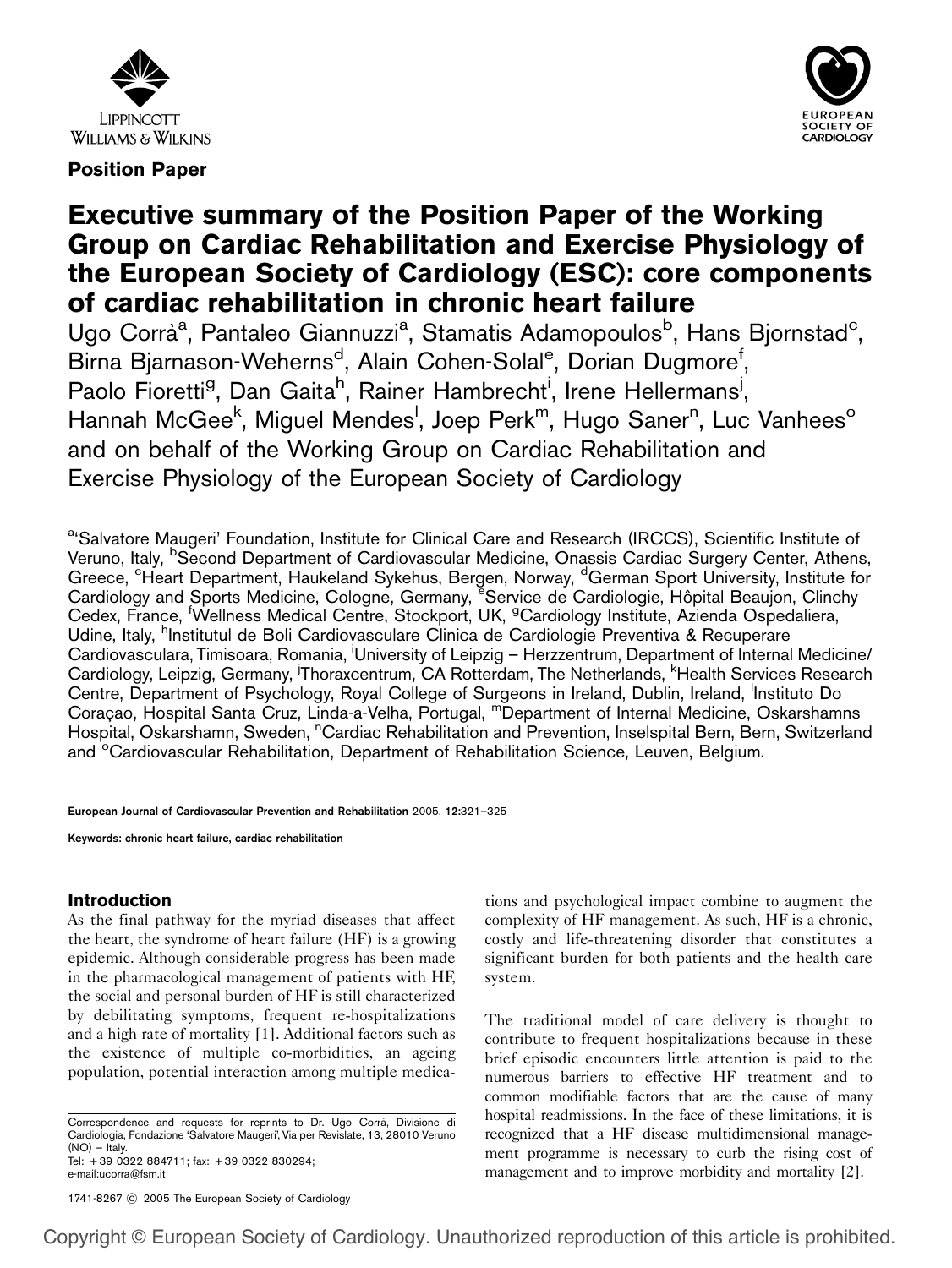**Position Paper**

# Executive summary of the Position Paper of the Working Group on Cardiac Rehabilitation and Exercise Physiology of the European Society of Cardiology (ESC): core components of cardiac rehabilitation in chronic heart failure

Ugo Corrà[a], Pantaleo Giannuzzi[a], Stamatis Adamopoulos[b], Hans Bjornstad[c], Birna Bjarnason-Weherns[d], Alain Cohen-Solal[e], Dorian Dugmore[f], Paolo Fioretti[g], Dan Gaita[h], Rainer Hambrecht[i], Irene Hellermans[j], Hannah McGee[k], Miguel Mendes[l], Joep Perk[m], Hugo Saner[n], Luc Vanhees[o] and on behalf of the Working Group on Cardiac Rehabilitation and Exercise Physiology of the European Society of Cardiology

[a]'Salvatore Maugeri' Foundation, Institute for Clinical Care and Research (IRCCS), Scientific Institute of Veruno, Italy, [b]Second Department of Cardiovascular Medicine, Onassis Cardiac Surgery Center, Athens, Greece, [c]Heart Department, Haukeland Sykehus, Bergen, Norway, [d]German Sport University, Institute for Cardiology and Sports Medicine, Cologne, Germany, [e]Service de Cardiologie, Hôpital Beaujon, Clinchy Cedex, France, [f]Wellness Medical Centre, Stockport, UK, [g]Cardiology Institute, Azienda Ospedaliera, Udine, Italy, [h]Institutul de Boli Cardiovasculare Clinica de Cardiologie Preventiva & Recuperare Cardiovasculara, Timisoara, Romania, [i]University of Leipzig – Herzzentrum, Department of Internal Medicine/ Cardiology, Leipzig, Germany, [j]Thoraxcentrum, CA Rotterdam, The Netherlands, [k]Health Services Research Centre, Department of Psychology, Royal College of Surgeons in Ireland, Dublin, Ireland, [l]Instituto Do Coraçao, Hospital Santa Cruz, Linda-a-Velha, Portugal, [m]Department of Internal Medicine, Oskarshamns Hospital, Oskarshamn, Sweden, [n]Cardiac Rehabilitation and Prevention, Inselspital Bern, Bern, Switzerland and [o]Cardiovascular Rehabilitation, Department of Rehabilitation Science, Leuven, Belgium.

European Journal of Cardiovascular Prevention and Rehabilitation 2005, 12:321–325

Keywords: chronic heart failure, cardiac rehabilitation

## Introduction

As the final pathway for the myriad diseases that affect the heart, the syndrome of heart failure (HF) is a growing epidemic. Although considerable progress has been made in the pharmacological management of patients with HF, the social and personal burden of HF is still characterized by debilitating symptoms, frequent re-hospitalizations and a high rate of mortality [1]. Additional factors such as the existence of multiple co-morbidities, an ageing population, potential interaction among multiple medications and psychological impact combine to augment the complexity of HF management. As such, HF is a chronic, costly and life-threatening disorder that constitutes a significant burden for both patients and the health care system.

The traditional model of care delivery is thought to contribute to frequent hospitalizations because in these brief episodic encounters little attention is paid to the numerous barriers to effective HF treatment and to common modifiable factors that are the cause of many hospital readmissions. In the face of these limitations, it is recognized that a HF disease multidimensional management programme is necessary to curb the rising cost of management and to improve morbidity and mortality [2].

Correspondence and requests for reprints to Dr. Ugo Corrà, Divisione di Cardiologia, Fondazione 'Salvatore Maugeri', Via per Revislate, 13, 28010 Veruno (NO) – Italy.
Tel: +39 0322 884711; fax: +39 0322 830294;
e-mail:ucorra@fsm.it

1741-8267 © 2005 The European Society of Cardiology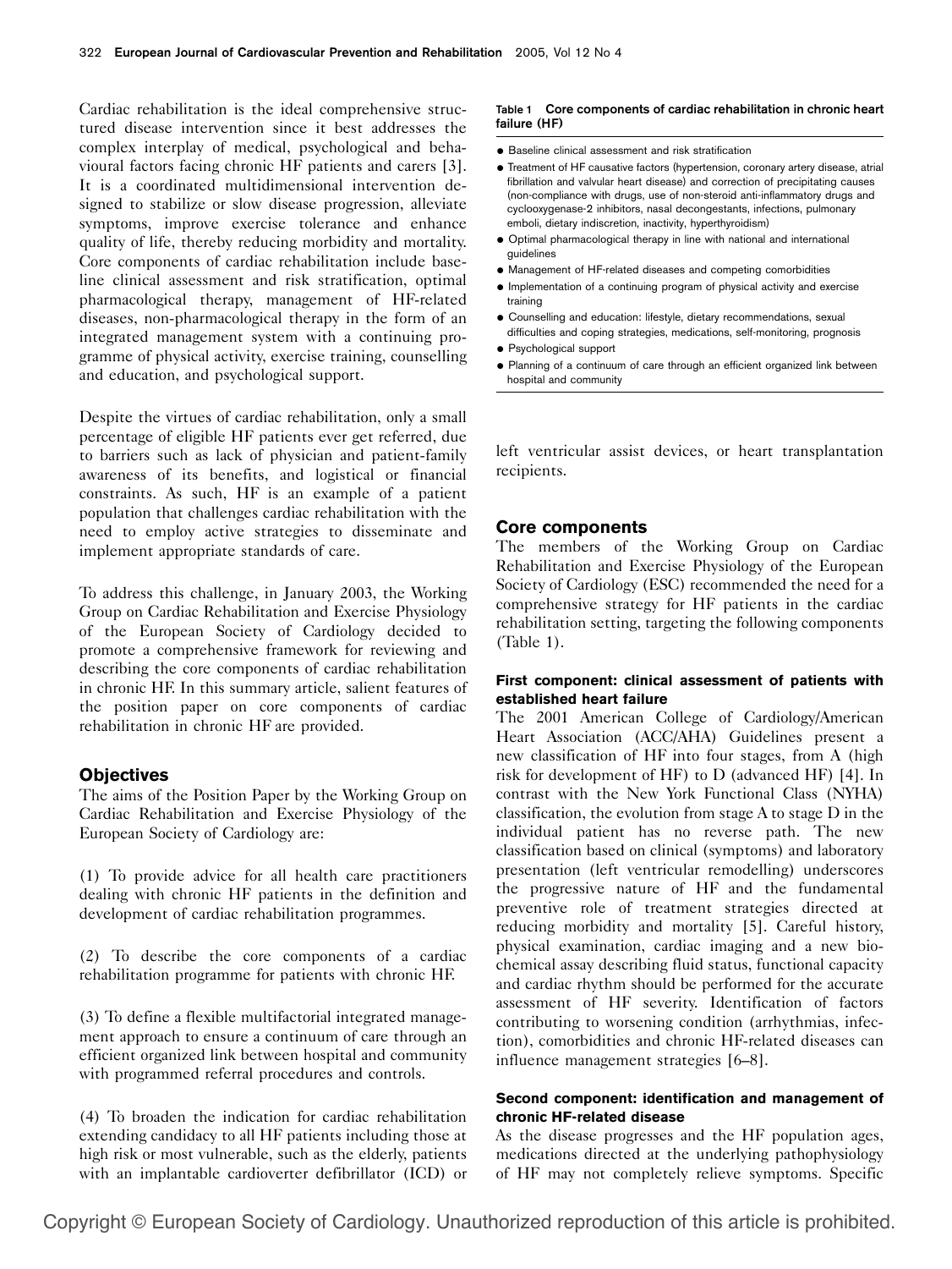Cardiac rehabilitation is the ideal comprehensive structured disease intervention since it best addresses the complex interplay of medical, psychological and behavioural factors facing chronic HF patients and carers [3]. It is a coordinated multidimensional intervention designed to stabilize or slow disease progression, alleviate symptoms, improve exercise tolerance and enhance quality of life, thereby reducing morbidity and mortality. Core components of cardiac rehabilitation include baseline clinical assessment and risk stratification, optimal pharmacological therapy, management of HF-related diseases, non-pharmacological therapy in the form of an integrated management system with a continuing programme of physical activity, exercise training, counselling and education, and psychological support.

Despite the virtues of cardiac rehabilitation, only a small percentage of eligible HF patients ever get referred, due to barriers such as lack of physician and patient-family awareness of its benefits, and logistical or financial constraints. As such, HF is an example of a patient population that challenges cardiac rehabilitation with the need to employ active strategies to disseminate and implement appropriate standards of care.

To address this challenge, in January 2003, the Working Group on Cardiac Rehabilitation and Exercise Physiology of the European Society of Cardiology decided to promote a comprehensive framework for reviewing and describing the core components of cardiac rehabilitation in chronic HF. In this summary article, salient features of the position paper on core components of cardiac rehabilitation in chronic HF are provided.

## Objectives

The aims of the Position Paper by the Working Group on Cardiac Rehabilitation and Exercise Physiology of the European Society of Cardiology are:

(1) To provide advice for all health care practitioners dealing with chronic HF patients in the definition and development of cardiac rehabilitation programmes.

(2) To describe the core components of a cardiac rehabilitation programme for patients with chronic HF.

(3) To define a flexible multifactorial integrated management approach to ensure a continuum of care through an efficient organized link between hospital and community with programmed referral procedures and controls.

(4) To broaden the indication for cardiac rehabilitation extending candidacy to all HF patients including those at high risk or most vulnerable, such as the elderly, patients with an implantable cardioverter defibrillator (ICD) or left ventricular assist devices, or heart transplantation recipients.

**Table 1 Core components of cardiac rehabilitation in chronic heart failure (HF)**

- Baseline clinical assessment and risk stratification
- Treatment of HF causative factors (hypertension, coronary artery disease, atrial fibrillation and valvular heart disease) and correction of precipitating causes (non-compliance with drugs, use of non-steroid anti-inflammatory drugs and cyclooxygenase-2 inhibitors, nasal decongestants, infections, pulmonary emboli, dietary indiscretion, inactivity, hyperthyroidism)
- Optimal pharmacological therapy in line with national and international guidelines
- Management of HF-related diseases and competing comorbidities
- Implementation of a continuing program of physical activity and exercise training
- Counselling and education: lifestyle, dietary recommendations, sexual difficulties and coping strategies, medications, self-monitoring, prognosis
- Psychological support
- Planning of a continuum of care through an efficient organized link between hospital and community

## Core components

The members of the Working Group on Cardiac Rehabilitation and Exercise Physiology of the European Society of Cardiology (ESC) recommended the need for a comprehensive strategy for HF patients in the cardiac rehabilitation setting, targeting the following components (Table 1).

### First component: clinical assessment of patients with established heart failure

The 2001 American College of Cardiology/American Heart Association (ACC/AHA) Guidelines present a new classification of HF into four stages, from A (high risk for development of HF) to D (advanced HF) [4]. In contrast with the New York Functional Class (NYHA) classification, the evolution from stage A to stage D in the individual patient has no reverse path. The new classification based on clinical (symptoms) and laboratory presentation (left ventricular remodelling) underscores the progressive nature of HF and the fundamental preventive role of treatment strategies directed at reducing morbidity and mortality [5]. Careful history, physical examination, cardiac imaging and a new biochemical assay describing fluid status, functional capacity and cardiac rhythm should be performed for the accurate assessment of HF severity. Identification of factors contributing to worsening condition (arrhythmias, infection), comorbidities and chronic HF-related diseases can influence management strategies [6–8].

### Second component: identification and management of chronic HF-related disease

As the disease progresses and the HF population ages, medications directed at the underlying pathophysiology of HF may not completely relieve symptoms. Specific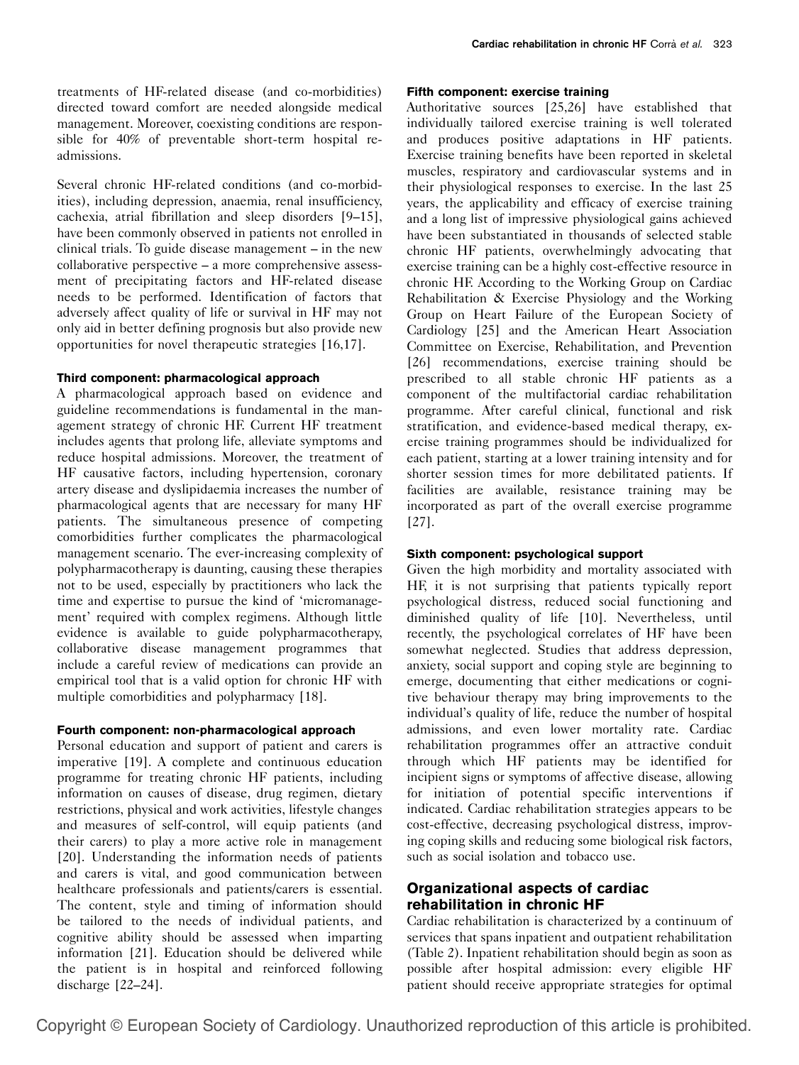treatments of HF-related disease (and co-morbidities) directed toward comfort are needed alongside medical management. Moreover, coexisting conditions are responsible for 40% of preventable short-term hospital readmissions.

Several chronic HF-related conditions (and co-morbidities), including depression, anaemia, renal insufficiency, cachexia, atrial fibrillation and sleep disorders [9–15], have been commonly observed in patients not enrolled in clinical trials. To guide disease management – in the new collaborative perspective – a more comprehensive assessment of precipitating factors and HF-related disease needs to be performed. Identification of factors that adversely affect quality of life or survival in HF may not only aid in better defining prognosis but also provide new opportunities for novel therapeutic strategies [16,17].

#### Third component: pharmacological approach

A pharmacological approach based on evidence and guideline recommendations is fundamental in the management strategy of chronic HF. Current HF treatment includes agents that prolong life, alleviate symptoms and reduce hospital admissions. Moreover, the treatment of HF causative factors, including hypertension, coronary artery disease and dyslipidaemia increases the number of pharmacological agents that are necessary for many HF patients. The simultaneous presence of competing comorbidities further complicates the pharmacological management scenario. The ever-increasing complexity of polypharmacotherapy is daunting, causing these therapies not to be used, especially by practitioners who lack the time and expertise to pursue the kind of 'micromanagement' required with complex regimens. Although little evidence is available to guide polypharmacotherapy, collaborative disease management programmes that include a careful review of medications can provide an empirical tool that is a valid option for chronic HF with multiple comorbidities and polypharmacy [18].

#### Fourth component: non-pharmacological approach

Personal education and support of patient and carers is imperative [19]. A complete and continuous education programme for treating chronic HF patients, including information on causes of disease, drug regimen, dietary restrictions, physical and work activities, lifestyle changes and measures of self-control, will equip patients (and their carers) to play a more active role in management [20]. Understanding the information needs of patients and carers is vital, and good communication between healthcare professionals and patients/carers is essential. The content, style and timing of information should be tailored to the needs of individual patients, and cognitive ability should be assessed when imparting information [21]. Education should be delivered while the patient is in hospital and reinforced following discharge [22–24].

#### Fifth component: exercise training

Authoritative sources [25,26] have established that individually tailored exercise training is well tolerated and produces positive adaptations in HF patients. Exercise training benefits have been reported in skeletal muscles, respiratory and cardiovascular systems and in their physiological responses to exercise. In the last 25 years, the applicability and efficacy of exercise training and a long list of impressive physiological gains achieved have been substantiated in thousands of selected stable chronic HF patients, overwhelmingly advocating that exercise training can be a highly cost-effective resource in chronic HF. According to the Working Group on Cardiac Rehabilitation & Exercise Physiology and the Working Group on Heart Failure of the European Society of Cardiology [25] and the American Heart Association Committee on Exercise, Rehabilitation, and Prevention [26] recommendations, exercise training should be prescribed to all stable chronic HF patients as a component of the multifactorial cardiac rehabilitation programme. After careful clinical, functional and risk stratification, and evidence-based medical therapy, exercise training programmes should be individualized for each patient, starting at a lower training intensity and for shorter session times for more debilitated patients. If facilities are available, resistance training may be incorporated as part of the overall exercise programme [27].

#### Sixth component: psychological support

Given the high morbidity and mortality associated with HF, it is not surprising that patients typically report psychological distress, reduced social functioning and diminished quality of life [10]. Nevertheless, until recently, the psychological correlates of HF have been somewhat neglected. Studies that address depression, anxiety, social support and coping style are beginning to emerge, documenting that either medications or cognitive behaviour therapy may bring improvements to the individual's quality of life, reduce the number of hospital admissions, and even lower mortality rate. Cardiac rehabilitation programmes offer an attractive conduit through which HF patients may be identified for incipient signs or symptoms of affective disease, allowing for initiation of potential specific interventions if indicated. Cardiac rehabilitation strategies appears to be cost-effective, decreasing psychological distress, improving coping skills and reducing some biological risk factors, such as social isolation and tobacco use.

### Organizational aspects of cardiac rehabilitation in chronic HF

Cardiac rehabilitation is characterized by a continuum of services that spans inpatient and outpatient rehabilitation (Table 2). Inpatient rehabilitation should begin as soon as possible after hospital admission: every eligible HF patient should receive appropriate strategies for optimal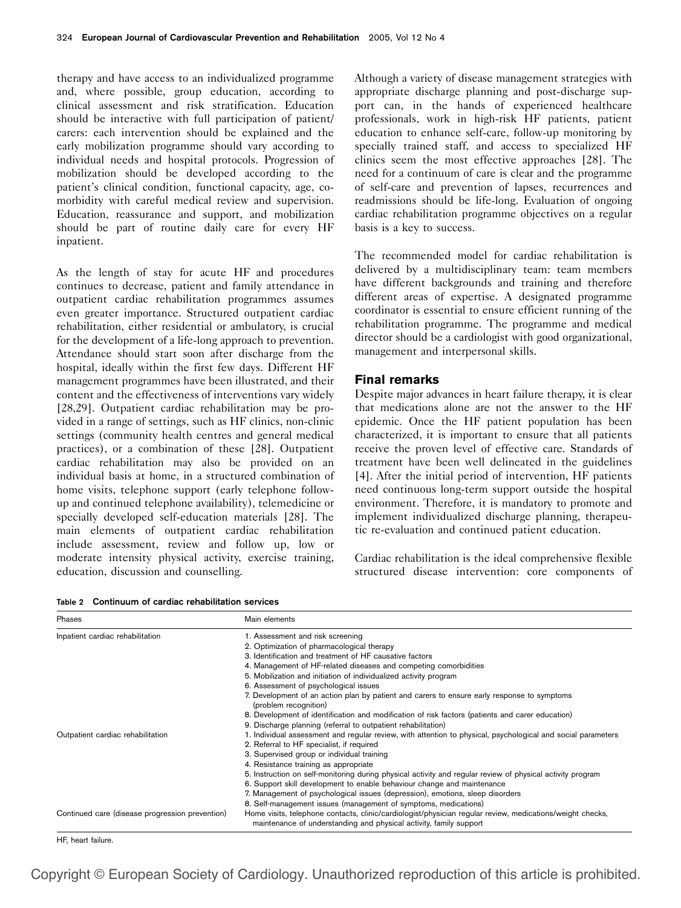therapy and have access to an individualized programme and, where possible, group education, according to clinical assessment and risk stratification. Education should be interactive with full participation of patient/carers: each intervention should be explained and the early mobilization programme should vary according to individual needs and hospital protocols. Progression of mobilization should be developed according to the patient's clinical condition, functional capacity, age, comorbidity with careful medical review and supervision. Education, reassurance and support, and mobilization should be part of routine daily care for every HF inpatient.

As the length of stay for acute HF and procedures continues to decrease, patient and family attendance in outpatient cardiac rehabilitation programmes assumes even greater importance. Structured outpatient cardiac rehabilitation, either residential or ambulatory, is crucial for the development of a life-long approach to prevention. Attendance should start soon after discharge from the hospital, ideally within the first few days. Different HF management programmes have been illustrated, and their content and the effectiveness of interventions vary widely [28,29]. Outpatient cardiac rehabilitation may be provided in a range of settings, such as HF clinics, non-clinic settings (community health centres and general medical practices), or a combination of these [28]. Outpatient cardiac rehabilitation may also be provided on an individual basis at home, in a structured combination of home visits, telephone support (early telephone follow-up and continued telephone availability), telemedicine or specially developed self-education materials [28]. The main elements of outpatient cardiac rehabilitation include assessment, review and follow up, low or moderate intensity physical activity, exercise training, education, discussion and counselling.

Although a variety of disease management strategies with appropriate discharge planning and post-discharge support can, in the hands of experienced healthcare professionals, work in high-risk HF patients, patient education to enhance self-care, follow-up monitoring by specially trained staff, and access to specialized HF clinics seem the most effective approaches [28]. The need for a continuum of care is clear and the programme of self-care and prevention of lapses, recurrences and readmissions should be life-long. Evaluation of ongoing cardiac rehabilitation programme objectives on a regular basis is a key to success.

The recommended model for cardiac rehabilitation is delivered by a multidisciplinary team: team members have different backgrounds and training and therefore different areas of expertise. A designated programme coordinator is essential to ensure efficient running of the rehabilitation programme. The programme and medical director should be a cardiologist with good organizational, management and interpersonal skills.

## Final remarks

Despite major advances in heart failure therapy, it is clear that medications alone are not the answer to the HF epidemic. Once the HF patient population has been characterized, it is important to ensure that all patients receive the proven level of effective care. Standards of treatment have been well delineated in the guidelines [4]. After the initial period of intervention, HF patients need continuous long-term support outside the hospital environment. Therefore, it is mandatory to promote and implement individualized discharge planning, therapeutic re-evaluation and continued patient education.

Cardiac rehabilitation is the ideal comprehensive flexible structured disease intervention: core components of

**Table 2 Continuum of cardiac rehabilitation services**

| Phases | Main elements |
|---|---|
| Inpatient cardiac rehabilitation | 1. Assessment and risk screening<br>2. Optimization of pharmacological therapy<br>3. Identification and treatment of HF causative factors<br>4. Management of HF-related diseases and competing comorbidities<br>5. Mobilization and initiation of individualized activity program<br>6. Assessment of psychological issues<br>7. Development of an action plan by patient and carers to ensure early response to symptoms (problem recognition)<br>8. Development of identification and modification of risk factors (patients and carer education)<br>9. Discharge planning (referral to outpatient rehabilitation) |
| Outpatient cardiac rehabilitation | 1. Individual assessment and regular review, with attention to physical, psychological and social parameters<br>2. Referral to HF specialist, if required<br>3. Supervised group or individual training<br>4. Resistance training as appropriate<br>5. Instruction on self-monitoring during physical activity and regular review of physical activity program<br>6. Support skill development to enable behaviour change and maintenance<br>7. Management of psychological issues (depression), emotions, sleep disorders<br>8. Self-management issues (management of symptoms, medications) |
| Continued care (disease progression prevention) | Home visits, telephone contacts, clinic/cardiologist/physician regular review, medications/weight checks, maintenance of understanding and physical activity, family support |

HF, heart failure.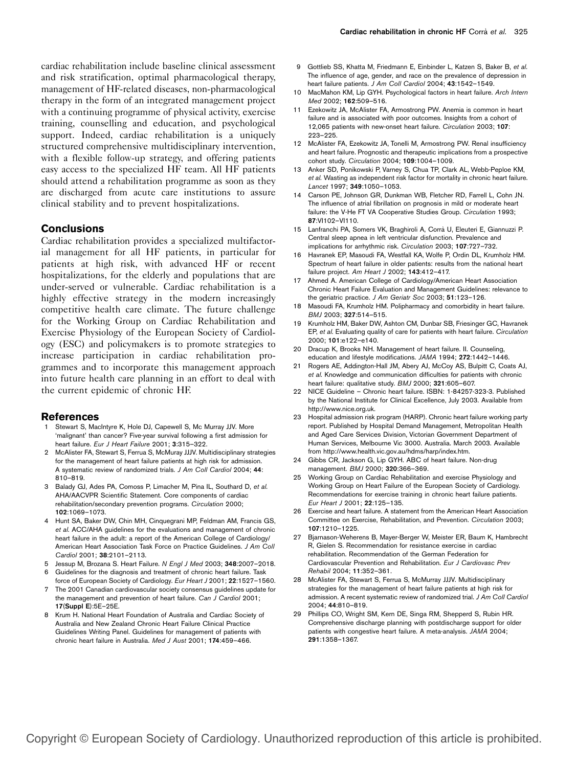cardiac rehabilitation include baseline clinical assessment and risk stratification, optimal pharmacological therapy, management of HF-related diseases, non-pharmacological therapy in the form of an integrated management project with a continuing programme of physical activity, exercise training, counselling and education, and psychological support. Indeed, cardiac rehabilitation is a uniquely structured comprehensive multidisciplinary intervention, with a flexible follow-up strategy, and offering patients easy access to the specialized HF team. All HF patients should attend a rehabilitation programme as soon as they are discharged from acute care institutions to assure clinical stability and to prevent hospitalizations.

## Conclusions

Cardiac rehabilitation provides a specialized multifactorial management for all HF patients, in particular for patients at high risk, with advanced HF or recent hospitalizations, for the elderly and populations that are under-served or vulnerable. Cardiac rehabilitation is a highly effective strategy in the modern increasingly competitive health care climate. The future challenge for the Working Group on Cardiac Rehabilitation and Exercise Physiology of the European Society of Cardiology (ESC) and policymakers is to promote strategies to increase participation in cardiac rehabilitation programmes and to incorporate this management approach into future health care planning in an effort to deal with the current epidemic of chronic HF.

## References

1. Stewart S, MacIntyre K, Hole DJ, Capewell S, Mc Murray JJV. More 'malignant' than cancer? Five-year survival following a first admission for heart failure. *Eur J Heart Failure* 2001; **3**:315–322.
2. McAlister FA, Stewart S, Ferrua S, McMuray JJJV. Multidisciplinary strategies for the management of heart failure patients at high risk for admission. A systematic review of randomized trials. *J Am Coll Cardiol* 2004; **44**: 810–819.
3. Balady GJ, Ades PA, Comoss P, Limacher M, Pina IL, Southard D, *et al.* AHA/AACVPR Scientific Statement. Core components of cardiac rehabilitation/secondary prevention programs. *Circulation* 2000; **102**:1069–1073.
4. Hunt SA, Baker DW, Chin MH, Cinquegrani MP, Feldman AM, Francis GS, *et al.* ACC/AHA guidelines for the evaluations and management of chronic heart failure in the adult: a report of the American College of Cardiology/ American Heart Association Task Force on Practice Guidelines. *J Am Coll Cardiol* 2001; **38**:2101–2113.
5. Jessup M, Brozana S. Heart Failure. *N Engl J Med* 2003; **348**:2007–2018.
6. Guidelines for the diagnosis and treatment of chronic heart failure. Task force of European Society of Cardiology. *Eur Heart J* 2001; **22**:1527–1560.
7. The 2001 Canadian cardiovascular society consensus guidelines update for the management and prevention of heart failure. *Can J Cardiol* 2001; **17(Suppl E)**:5E–25E.
8. Krum H. National Heart Foundation of Australia and Cardiac Society of Australia and New Zealand Chronic Heart Failure Clinical Practice Guidelines Writing Panel. Guidelines for management of patients with chronic heart failure in Australia. *Med J Aust* 2001; **174**:459–466.
9. Gottlieb SS, Khatta M, Friedmann E, Einbinder L, Katzen S, Baker B, *et al.* The influence of age, gender, and race on the prevalence of depression in heart failure patients. *J Am Coll Cardiol* 2004; **43**:1542–1549.
10. MacMahon KM, Lip GYH. Psychological factors in heart failure. *Arch Intern Med* 2002; **162**:509–516.
11. Ezekowitz JA, McAlister FA, Armstrong PW. Anemia is common in heart failure and is associated with poor outcomes. Insights from a cohort of 12,065 patients with new-onset heart failure. *Circulation* 2003; **107**: 223–225.
12. McAlister FA, Ezekowitz JA, Tonelli M, Armstrong PW. Renal insufficiency and heart failure. Prognostic and therapeutic implications from a prospective cohort study. *Circulation* 2004; **109**:1004–1009.
13. Anker SD, Ponikowski P, Varney S, Chua TP, Clark AL, Webb-Peploe KM, *et al.* Wasting as independent risk factor for mortality in chronic heart failure. *Lancet* 1997; **349**:1050–1053.
14. Carson PE, Johnson GR, Dunkman WB, Fletcher RD, Farrell L, Cohn JN. The influence of atrial fibrillation on prognosis in mild or moderate heart failure: the V-He FT VA Cooperative Studies Group. *Circulation* 1993; **87**:VI102–VI110.
15. Lanfranchi PA, Somers VK, Braghiroli A, Corrà U, Eleuteri E, Giannuzzi P. Central sleep apnea in left ventricular disfunction. Prevalence and implications for arrhythmic risk. *Circulation* 2003; **107**:727–732.
16. Havranek EP, Masoudi FA, Westfall KA, Wolfe P, Ordin DL, Krumholz HM. Spectrum of heart failure in older patients: results from the national heart failure project. *Am Heart J* 2002; **143**:412–417.
17. Ahmed A. American College of Cardiology/American Heart Association Chronic Heart Failure Evaluation and Management Guidelines: relevance to the geriatric practice. *J Am Geriatr Soc* 2003; **51**:123–126.
18. Masoudi FA, Krumholz HM. Polipharmacy and comorbidity in heart failure. *BMJ* 2003; **327**:514–515.
19. Krumholz HM, Baker DW, Ashton CM, Dunbar SB, Friesinger GC, Havranek EP, *et al.* Evaluating quality of care for patients with heart failure. *Circulation* 2000; **101**:e122–e140.
20. Dracup K, Brooks NH. Management of heart failure. II. Counseling, education and lifestyle modifications. *JAMA* 1994; **272**:1442–1446.
21. Rogers AE, Addington-Hall JM, Abery AJ, McCoy AS, Bulpitt C, Coats AJ, *et al.* Knowledge and communication difficulties for patients with chronic heart failure: qualitative study. *BMJ* 2000; **321**:605–607.
22. NICE Guideline – Chronic heart failure. ISBN: 1-84257-323-3. Published by the National Institute for Clinical Excellence, July 2003. Available from http://www.nice.org.uk.
23. Hospital admission risk program (HARP). Chronic heart failure working party report. Published by Hospital Demand Management, Metropolitan Health and Aged Care Services Division, Victorian Government Department of Human Services, Melbourne Vic 3000. Australia. March 2003. Available from http://www.health.vic.gov.au/hdms/harp/index.htm.
24. Gibbs CR, Jackson G, Lip GYH. ABC of heart failure. Non-drug management. *BMJ* 2000; **320**:366–369.
25. Working Group on Cardiac Rehabilitation and exercise Physiology and Working Group on Heart Failure of the European Society of Cardiology. Recommendations for exercise training in chronic heart failure patients. *Eur Heart J* 2001; **22**:125–135.
26. Exercise and heart failure. A statement from the American Heart Association Committee on Exercise, Rehabilitation, and Prevention. *Circulation* 2003; **107**:1210–1225.
27. Bjarnason-Weherens B, Mayer-Berger W, Meister ER, Baum K, Hambrecht R, Gielen S. Recommendation for resistance exercise in cardiac rehabilitation. Recommendation of the German Federation for Cardiovascular Prevention and Rehabilitation. *Eur J Cardiovasc Prev Rehabil* 2004; **11**:352–361.
28. McAlister FA, Stewart S, Ferrua S, McMurray JJJV. Multidisciplinary strategies for the management of heart failure patients at high risk for admission. A recent systematic review of randomized trial. *J Am Coll Cardiol* 2004; **44**:810–819.
29. Phillips CO, Wright SM, Kern DE, Singa RM, Shepperd S, Rubin HR. Comprehensive discharge planning with postdischarge support for older patients with congestive heart failure. A meta-analysis. *JAMA* 2004; **291**:1358–1367.